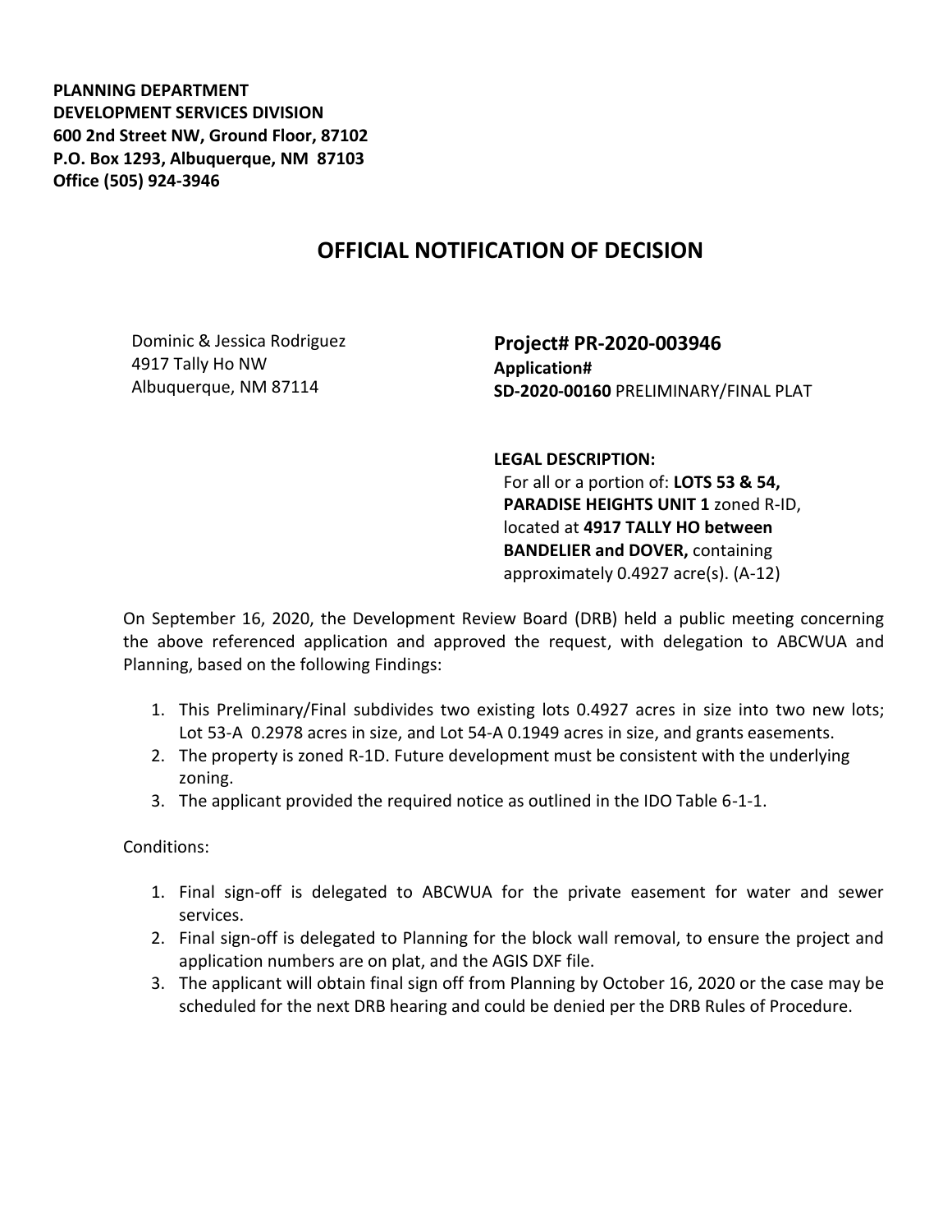**PLANNING DEPARTMENT**
**DEVELOPMENT SERVICES DIVISION**
**600 2nd Street NW, Ground Floor, 87102**
**P.O. Box 1293, Albuquerque, NM 87103**
**Office (505) 924-3946**

# OFFICIAL NOTIFICATION OF DECISION

Dominic & Jessica Rodriguez
4917 Tally Ho NW
Albuquerque, NM 87114

**Project# PR-2020-003946**
**Application#**
**SD-2020-00160** PRELIMINARY/FINAL PLAT

**LEGAL DESCRIPTION:**
For all or a portion of: **LOTS 53 & 54, PARADISE HEIGHTS UNIT 1** zoned R-ID, located at **4917 TALLY HO between BANDELIER and DOVER,** containing approximately 0.4927 acre(s). (A-12)

On September 16, 2020, the Development Review Board (DRB) held a public meeting concerning the above referenced application and approved the request, with delegation to ABCWUA and Planning, based on the following Findings:

1. This Preliminary/Final subdivides two existing lots 0.4927 acres in size into two new lots; Lot 53-A 0.2978 acres in size, and Lot 54-A 0.1949 acres in size, and grants easements.
2. The property is zoned R-1D. Future development must be consistent with the underlying zoning.
3. The applicant provided the required notice as outlined in the IDO Table 6-1-1.

Conditions:

1. Final sign-off is delegated to ABCWUA for the private easement for water and sewer services.
2. Final sign-off is delegated to Planning for the block wall removal, to ensure the project and application numbers are on plat, and the AGIS DXF file.
3. The applicant will obtain final sign off from Planning by October 16, 2020 or the case may be scheduled for the next DRB hearing and could be denied per the DRB Rules of Procedure.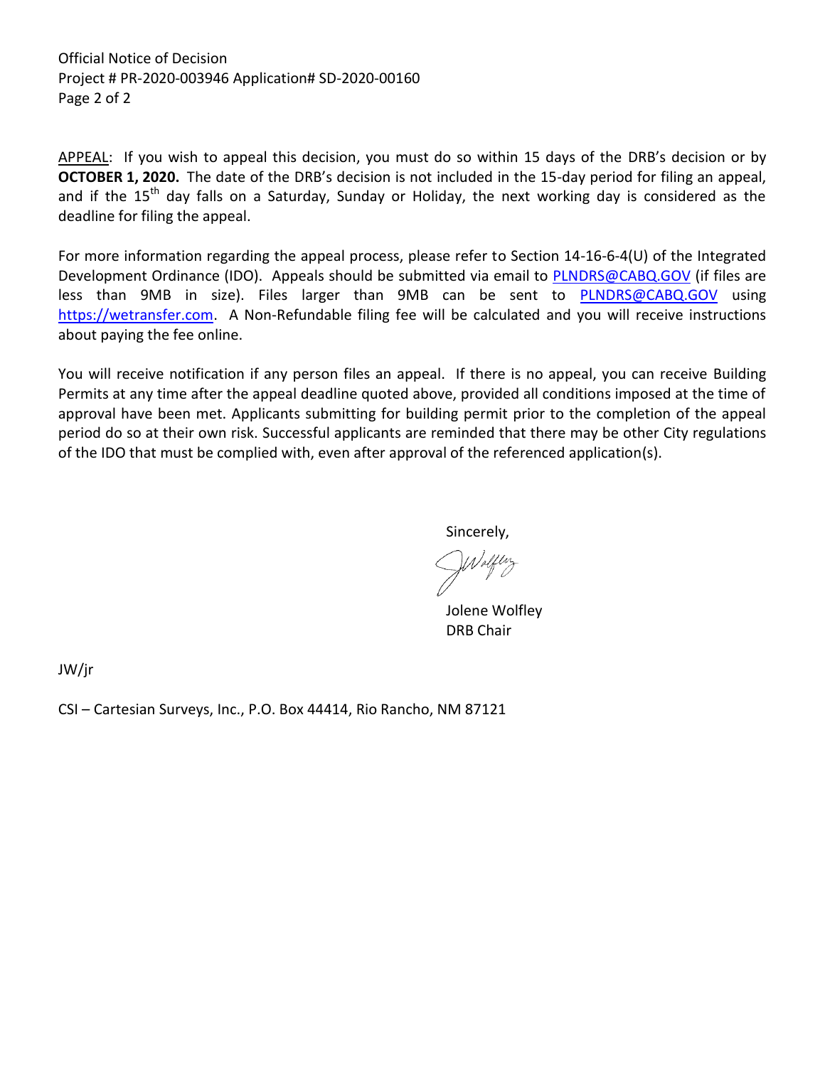APPEAL: If you wish to appeal this decision, you must do so within 15 days of the DRB's decision or by **OCTOBER 1, 2020.** The date of the DRB's decision is not included in the 15-day period for filing an appeal, and if the 15th day falls on a Saturday, Sunday or Holiday, the next working day is considered as the deadline for filing the appeal.

For more information regarding the appeal process, please refer to Section 14-16-6-4(U) of the Integrated Development Ordinance (IDO). Appeals should be submitted via email to PLNDRS@CABQ.GOV (if files are less than 9MB in size). Files larger than 9MB can be sent to PLNDRS@CABQ.GOV using https://wetransfer.com. A Non-Refundable filing fee will be calculated and you will receive instructions about paying the fee online.

You will receive notification if any person files an appeal. If there is no appeal, you can receive Building Permits at any time after the appeal deadline quoted above, provided all conditions imposed at the time of approval have been met. Applicants submitting for building permit prior to the completion of the appeal period do so at their own risk. Successful applicants are reminded that there may be other City regulations of the IDO that must be complied with, even after approval of the referenced application(s).

Sincerely,

Jolene Wolfley
DRB Chair

JW/jr

CSI – Cartesian Surveys, Inc., P.O. Box 44414, Rio Rancho, NM 87121